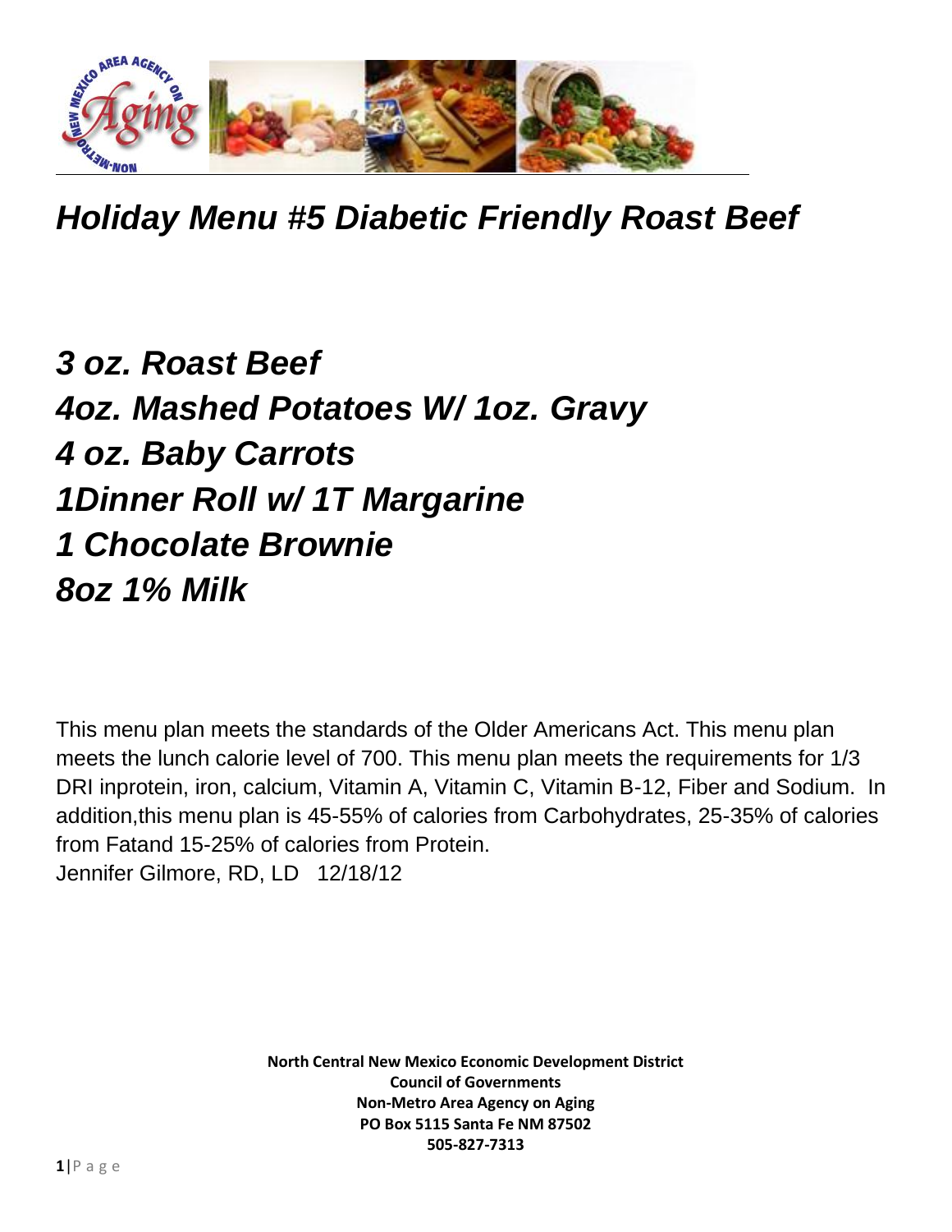# *Holiday Menu #5 Diabetic Friendly Roast Beef*

## *3 oz. Roast Beef*
## *4oz. Mashed Potatoes W/ 1oz. Gravy*
## *4 oz. Baby Carrots*
## *1Dinner Roll w/ 1T Margarine*
## *1 Chocolate Brownie*
## *8oz 1% Milk*

This menu plan meets the standards of the Older Americans Act. This menu plan meets the lunch calorie level of 700. This menu plan meets the requirements for 1/3 DRI inprotein, iron, calcium, Vitamin A, Vitamin C, Vitamin B-12, Fiber and Sodium. In addition,this menu plan is 45-55% of calories from Carbohydrates, 25-35% of calories from Fatand 15-25% of calories from Protein.
Jennifer Gilmore, RD, LD 12/18/12

**North Central New Mexico Economic Development District**
**Council of Governments**
**Non-Metro Area Agency on Aging**
**PO Box 5115 Santa Fe NM 87502**
**505-827-7313**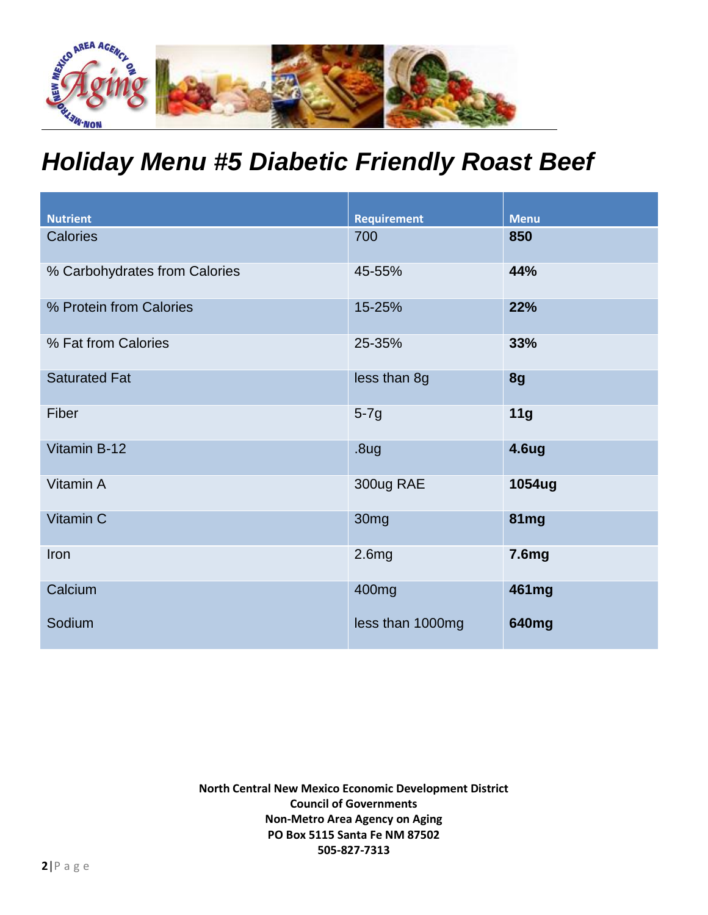# *Holiday Menu #5 Diabetic Friendly Roast Beef*

| Nutrient | Requirement | Menu |
|---|---|---|
| Calories | 700 | **850** |
| % Carbohydrates from Calories | 45-55% | **44%** |
| % Protein from Calories | 15-25% | **22%** |
| % Fat from Calories | 25-35% | **33%** |
| Saturated Fat | less than 8g | **8g** |
| Fiber | 5-7g | **11g** |
| Vitamin B-12 | .8ug | **4.6ug** |
| Vitamin A | 300ug RAE | **1054ug** |
| Vitamin C | 30mg | **81mg** |
| Iron | 2.6mg | **7.6mg** |
| Calcium | 400mg | **461mg** |
| Sodium | less than 1000mg | **640mg** |

**North Central New Mexico Economic Development District**
**Council of Governments**
**Non-Metro Area Agency on Aging**
**PO Box 5115 Santa Fe NM 87502**
**505-827-7313**